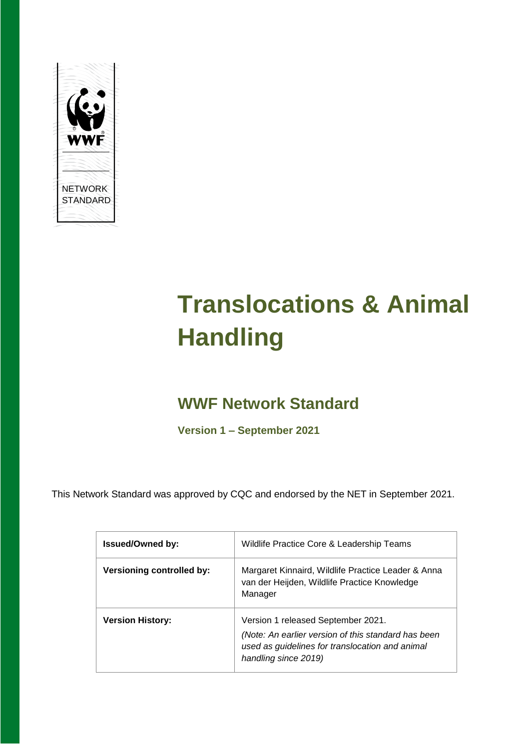WWF

NETWORK STANDARD

# Translocations & Animal Handling

## WWF Network Standard

**Version 1 – September 2021**

This Network Standard was approved by CQC and endorsed by the NET in September 2021.

| **Issued/Owned by:** | Wildlife Practice Core & Leadership Teams |
|---|---|
| **Versioning controlled by:** | Margaret Kinnaird, Wildlife Practice Leader & Anna van der Heijden, Wildlife Practice Knowledge Manager |
| **Version History:** | Version 1 released September 2021. *(Note: An earlier version of this standard has been used as guidelines for translocation and animal handling since 2019)* |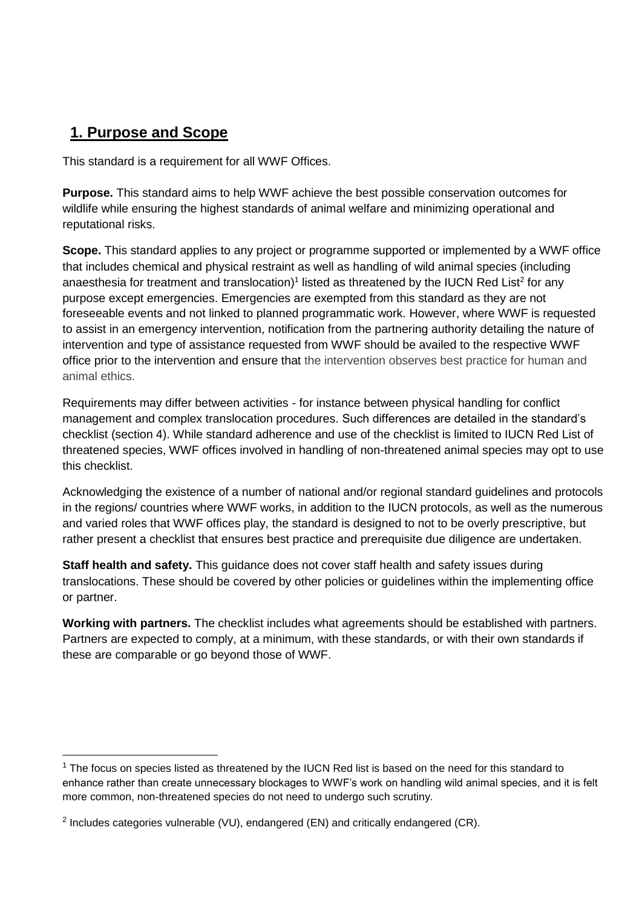## 1. Purpose and Scope

This standard is a requirement for all WWF Offices.

**Purpose.** This standard aims to help WWF achieve the best possible conservation outcomes for wildlife while ensuring the highest standards of animal welfare and minimizing operational and reputational risks.

**Scope.** This standard applies to any project or programme supported or implemented by a WWF office that includes chemical and physical restraint as well as handling of wild animal species (including anaesthesia for treatment and translocation)[1] listed as threatened by the IUCN Red List[2] for any purpose except emergencies. Emergencies are exempted from this standard as they are not foreseeable events and not linked to planned programmatic work. However, where WWF is requested to assist in an emergency intervention, notification from the partnering authority detailing the nature of intervention and type of assistance requested from WWF should be availed to the respective WWF office prior to the intervention and ensure that the intervention observes best practice for human and animal ethics.

Requirements may differ between activities - for instance between physical handling for conflict management and complex translocation procedures. Such differences are detailed in the standard's checklist (section 4). While standard adherence and use of the checklist is limited to IUCN Red List of threatened species, WWF offices involved in handling of non-threatened animal species may opt to use this checklist.

Acknowledging the existence of a number of national and/or regional standard guidelines and protocols in the regions/ countries where WWF works, in addition to the IUCN protocols, as well as the numerous and varied roles that WWF offices play, the standard is designed to not to be overly prescriptive, but rather present a checklist that ensures best practice and prerequisite due diligence are undertaken.

**Staff health and safety.** This guidance does not cover staff health and safety issues during translocations. These should be covered by other policies or guidelines within the implementing office or partner.

**Working with partners.** The checklist includes what agreements should be established with partners. Partners are expected to comply, at a minimum, with these standards, or with their own standards if these are comparable or go beyond those of WWF.

---

[1] The focus on species listed as threatened by the IUCN Red list is based on the need for this standard to enhance rather than create unnecessary blockages to WWF's work on handling wild animal species, and it is felt more common, non-threatened species do not need to undergo such scrutiny.

[2] Includes categories vulnerable (VU), endangered (EN) and critically endangered (CR).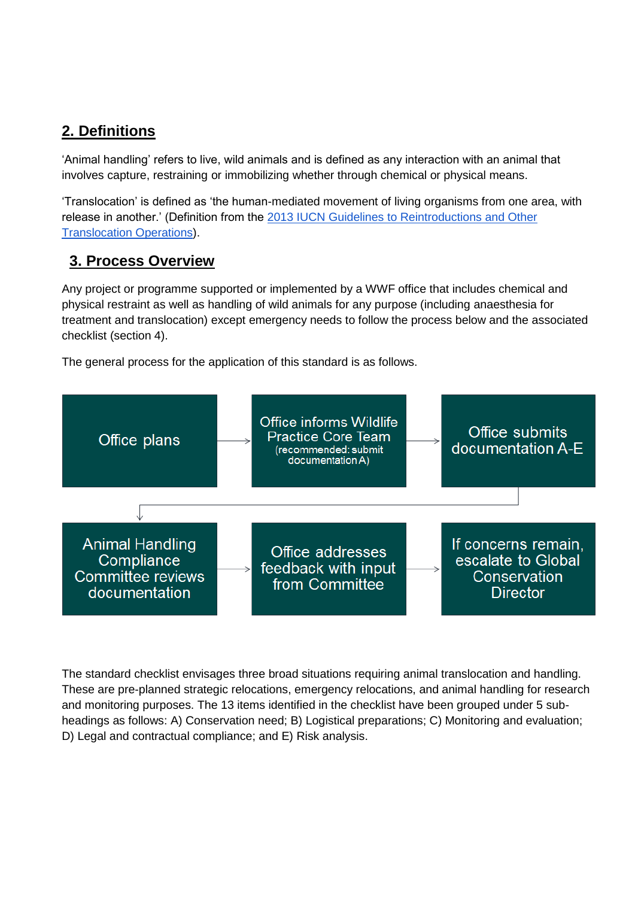## 2. Definitions

'Animal handling' refers to live, wild animals and is defined as any interaction with an animal that involves capture, restraining or immobilizing whether through chemical or physical means.

'Translocation' is defined as 'the human-mediated movement of living organisms from one area, with release in another.' (Definition from the [2013 IUCN Guidelines to Reintroductions and Other Translocation Operations](2013 IUCN Guidelines to Reintroductions and Other Translocation Operations)).

## 3. Process Overview

Any project or programme supported or implemented by a WWF office that includes chemical and physical restraint as well as handling of wild animals for any purpose (including anaesthesia for treatment and translocation) except emergency needs to follow the process below and the associated checklist (section 4).

The general process for the application of this standard is as follows.

Office plans → Office informs Wildlife Practice Core Team (recommended: submit documentation A) → Office submits documentation A-E → Animal Handling Compliance Committee reviews documentation → Office addresses feedback with input from Committee → If concerns remain, escalate to Global Conservation Director

The standard checklist envisages three broad situations requiring animal translocation and handling. These are pre-planned strategic relocations, emergency relocations, and animal handling for research and monitoring purposes. The 13 items identified in the checklist have been grouped under 5 sub-headings as follows: A) Conservation need; B) Logistical preparations; C) Monitoring and evaluation; D) Legal and contractual compliance; and E) Risk analysis.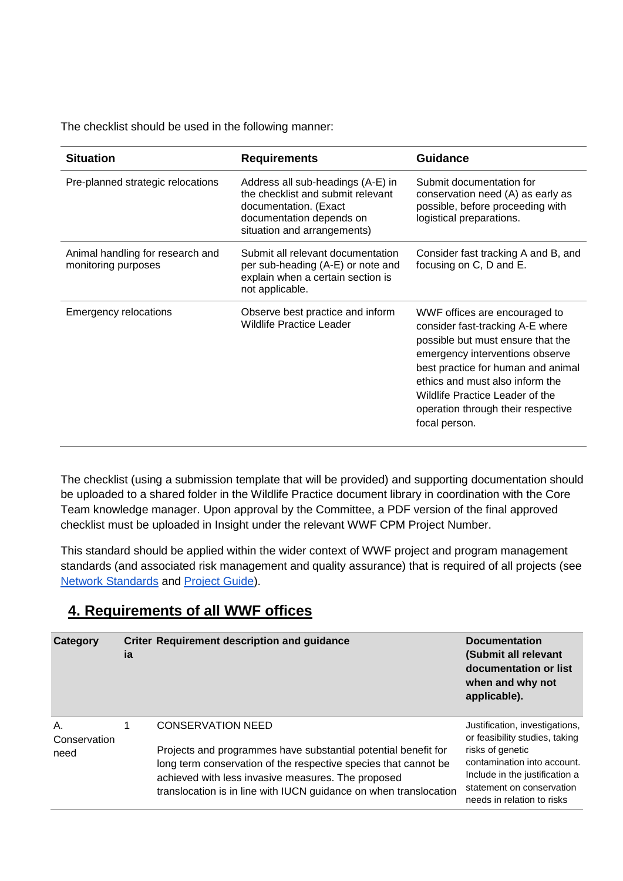The checklist should be used in the following manner:

| Situation | Requirements | Guidance |
|---|---|---|
| Pre-planned strategic relocations | Address all sub-headings (A-E) in the checklist and submit relevant documentation. (Exact documentation depends on situation and arrangements) | Submit documentation for conservation need (A) as early as possible, before proceeding with logistical preparations. |
| Animal handling for research and monitoring purposes | Submit all relevant documentation per sub-heading (A-E) or note and explain when a certain section is not applicable. | Consider fast tracking A and B, and focusing on C, D and E. |
| Emergency relocations | Observe best practice and inform Wildlife Practice Leader | WWF offices are encouraged to consider fast-tracking A-E where possible but must ensure that the emergency interventions observe best practice for human and animal ethics and must also inform the Wildlife Practice Leader of the operation through their respective focal person. |

The checklist (using a submission template that will be provided) and supporting documentation should be uploaded to a shared folder in the Wildlife Practice document library in coordination with the Core Team knowledge manager. Upon approval by the Committee, a PDF version of the final approved checklist must be uploaded in Insight under the relevant WWF CPM Project Number.

This standard should be applied within the wider context of WWF project and program management standards (and associated risk management and quality assurance) that is required of all projects (see Network Standards and Project Guide).

## 4. Requirements of all WWF offices

| Category | Criteria | Requirement description and guidance | Documentation (Submit all relevant documentation or list when and why not applicable). |
|---|---|---|---|
| A. Conservation need | 1 | CONSERVATION NEED<br><br>Projects and programmes have substantial potential benefit for long term conservation of the respective species that cannot be achieved with less invasive measures. The proposed translocation is in line with IUCN guidance on when translocation | Justification, investigations, or feasibility studies, taking risks of genetic contamination into account. Include in the justification a statement on conservation needs in relation to risks |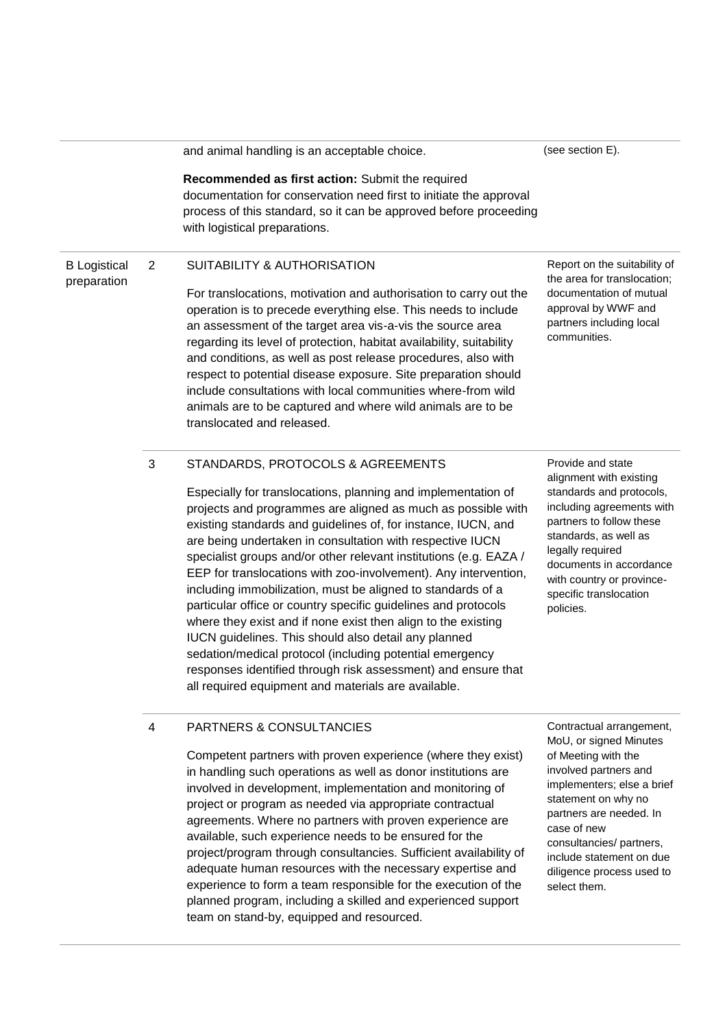| | | | |
|---|---|---|---|
| | | and animal handling is an acceptable choice.<br><br>**Recommended as first action:** Submit the required documentation for conservation need first to initiate the approval process of this standard, so it can be approved before proceeding with logistical preparations. | (see section E). |
| B Logistical preparation | 2 | SUITABILITY & AUTHORISATION<br><br>For translocations, motivation and authorisation to carry out the operation is to precede everything else. This needs to include an assessment of the target area vis-a-vis the source area regarding its level of protection, habitat availability, suitability and conditions, as well as post release procedures, also with respect to potential disease exposure. Site preparation should include consultations with local communities where-from wild animals are to be captured and where wild animals are to be translocated and released. | Report on the suitability of the area for translocation; documentation of mutual approval by WWF and partners including local communities. |
| | 3 | STANDARDS, PROTOCOLS & AGREEMENTS<br><br>Especially for translocations, planning and implementation of projects and programmes are aligned as much as possible with existing standards and guidelines of, for instance, IUCN, and are being undertaken in consultation with respective IUCN specialist groups and/or other relevant institutions (e.g. EAZA / EEP for translocations with zoo-involvement). Any intervention, including immobilization, must be aligned to standards of a particular office or country specific guidelines and protocols where they exist and if none exist then align to the existing IUCN guidelines. This should also detail any planned sedation/medical protocol (including potential emergency responses identified through risk assessment) and ensure that all required equipment and materials are available. | Provide and state alignment with existing standards and protocols, including agreements with partners to follow these standards, as well as legally required documents in accordance with country or province-specific translocation policies. |
| | 4 | PARTNERS & CONSULTANCIES<br><br>Competent partners with proven experience (where they exist) in handling such operations as well as donor institutions are involved in development, implementation and monitoring of project or program as needed via appropriate contractual agreements. Where no partners with proven experience are available, such experience needs to be ensured for the project/program through consultancies. Sufficient availability of adequate human resources with the necessary expertise and experience to form a team responsible for the execution of the planned program, including a skilled and experienced support team on stand-by, equipped and resourced. | Contractual arrangement, MoU, or signed Minutes of Meeting with the involved partners and implementers; else a brief statement on why no partners are needed. In case of new consultancies/ partners, include statement on due diligence process used to select them. |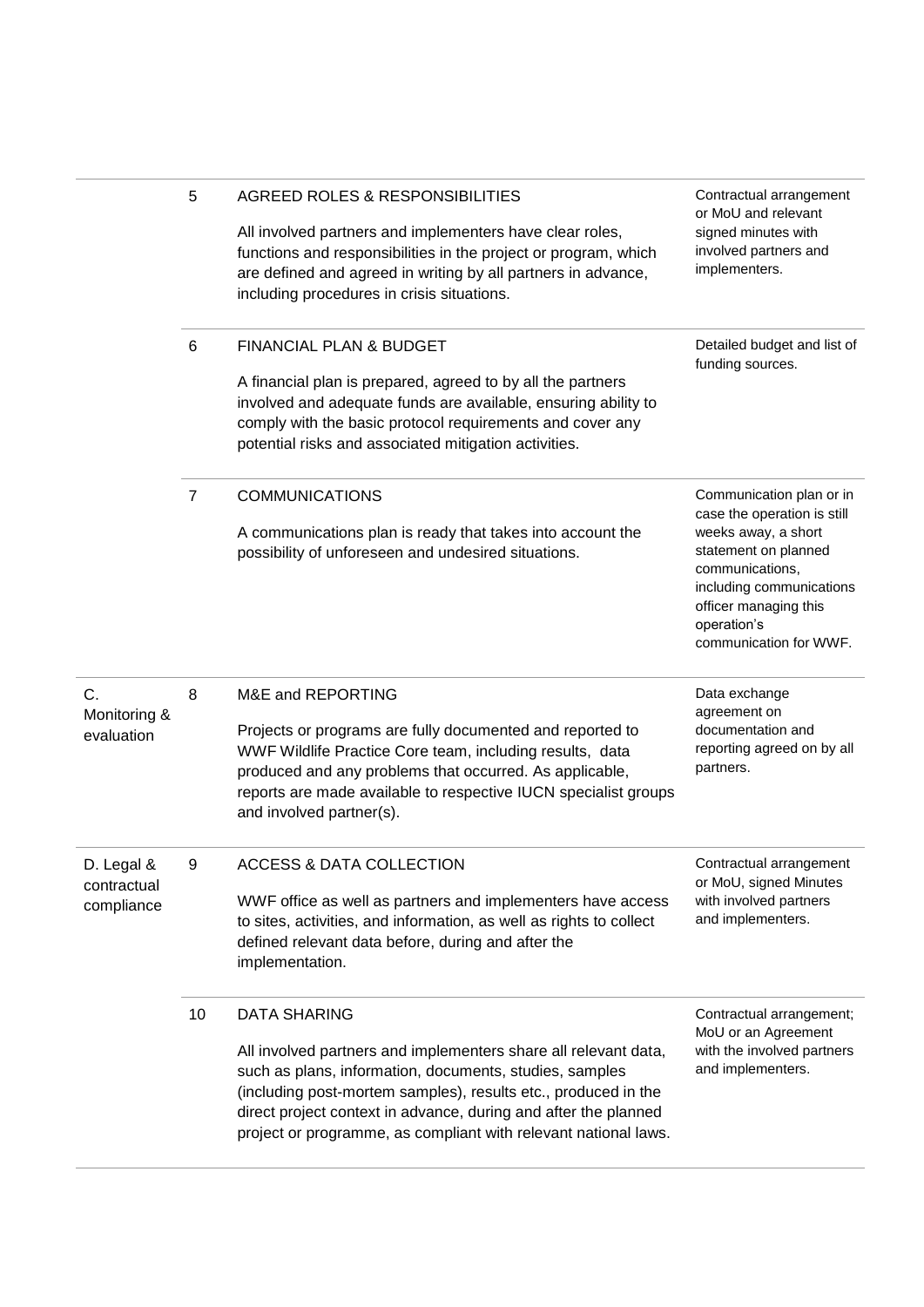| | | | |
|---|---|---|---|
| | 5 | AGREED ROLES & RESPONSIBILITIES<br><br>All involved partners and implementers have clear roles, functions and responsibilities in the project or program, which are defined and agreed in writing by all partners in advance, including procedures in crisis situations. | Contractual arrangement or MoU and relevant signed minutes with involved partners and implementers. |
| | 6 | FINANCIAL PLAN & BUDGET<br><br>A financial plan is prepared, agreed to by all the partners involved and adequate funds are available, ensuring ability to comply with the basic protocol requirements and cover any potential risks and associated mitigation activities. | Detailed budget and list of funding sources. |
| | 7 | COMMUNICATIONS<br><br>A communications plan is ready that takes into account the possibility of unforeseen and undesired situations. | Communication plan or in case the operation is still weeks away, a short statement on planned communications, including communications officer managing this operation's communication for WWF. |
| C. Monitoring & evaluation | 8 | M&E and REPORTING<br><br>Projects or programs are fully documented and reported to WWF Wildlife Practice Core team, including results, data produced and any problems that occurred. As applicable, reports are made available to respective IUCN specialist groups and involved partner(s). | Data exchange agreement on documentation and reporting agreed on by all partners. |
| D. Legal & contractual compliance | 9 | ACCESS & DATA COLLECTION<br><br>WWF office as well as partners and implementers have access to sites, activities, and information, as well as rights to collect defined relevant data before, during and after the implementation. | Contractual arrangement or MoU, signed Minutes with involved partners and implementers. |
| | 10 | DATA SHARING<br><br>All involved partners and implementers share all relevant data, such as plans, information, documents, studies, samples (including post-mortem samples), results etc., produced in the direct project context in advance, during and after the planned project or programme, as compliant with relevant national laws. | Contractual arrangement; MoU or an Agreement with the involved partners and implementers. |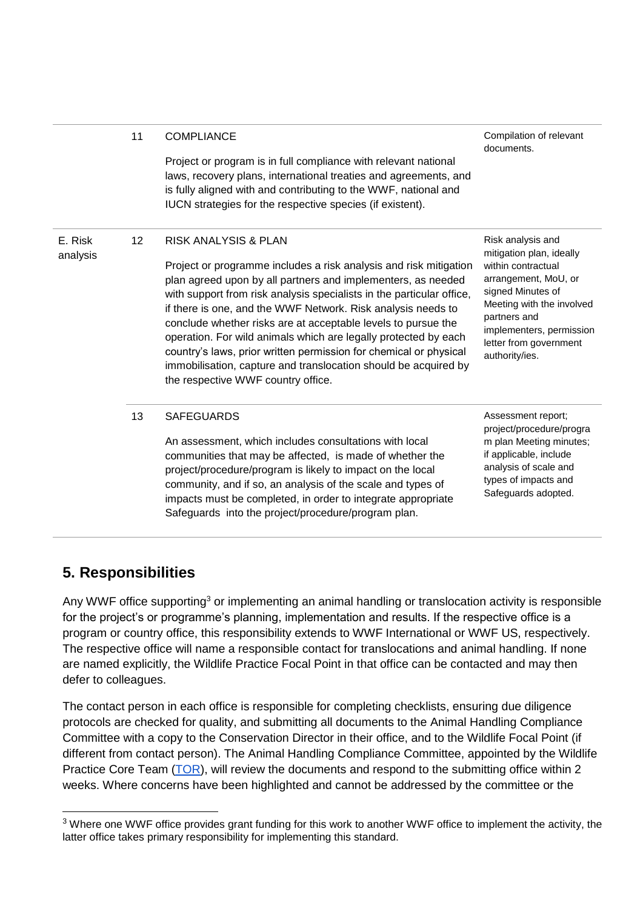| | | | |
|---|---|---|---|
| | 11 | COMPLIANCE<br><br>Project or program is in full compliance with relevant national laws, recovery plans, international treaties and agreements, and is fully aligned with and contributing to the WWF, national and IUCN strategies for the respective species (if existent). | Compilation of relevant documents. |
| E. Risk analysis | 12 | RISK ANALYSIS & PLAN<br><br>Project or programme includes a risk analysis and risk mitigation plan agreed upon by all partners and implementers, as needed with support from risk analysis specialists in the particular office, if there is one, and the WWF Network. Risk analysis needs to conclude whether risks are at acceptable levels to pursue the operation. For wild animals which are legally protected by each country's laws, prior written permission for chemical or physical immobilisation, capture and translocation should be acquired by the respective WWF country office. | Risk analysis and mitigation plan, ideally within contractual arrangement, MoU, or signed Minutes of Meeting with the involved partners and implementers, permission letter from government authority/ies. |
| | 13 | SAFEGUARDS<br><br>An assessment, which includes consultations with local communities that may be affected, is made of whether the project/procedure/program is likely to impact on the local community, and if so, an analysis of the scale and types of impacts must be completed, in order to integrate appropriate Safeguards into the project/procedure/program plan. | Assessment report; project/procedure/program plan Meeting minutes; if applicable, include analysis of scale and types of impacts and Safeguards adopted. |

## 5. Responsibilities

Any WWF office supporting[3] or implementing an animal handling or translocation activity is responsible for the project's or programme's planning, implementation and results. If the respective office is a program or country office, this responsibility extends to WWF International or WWF US, respectively. The respective office will name a responsible contact for translocations and animal handling. If none are named explicitly, the Wildlife Practice Focal Point in that office can be contacted and may then defer to colleagues.

The contact person in each office is responsible for completing checklists, ensuring due diligence protocols are checked for quality, and submitting all documents to the Animal Handling Compliance Committee with a copy to the Conservation Director in their office, and to the Wildlife Focal Point (if different from contact person). The Animal Handling Compliance Committee, appointed by the Wildlife Practice Core Team (TOR), will review the documents and respond to the submitting office within 2 weeks. Where concerns have been highlighted and cannot be addressed by the committee or the

[3] Where one WWF office provides grant funding for this work to another WWF office to implement the activity, the latter office takes primary responsibility for implementing this standard.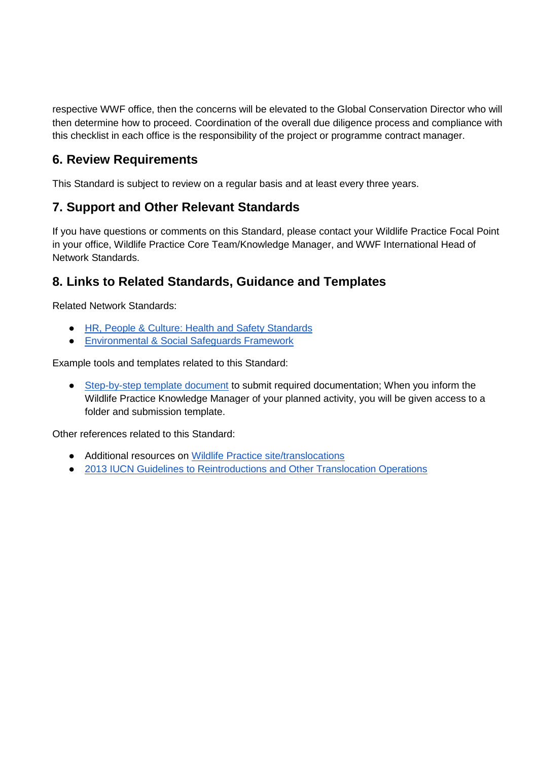respective WWF office, then the concerns will be elevated to the Global Conservation Director who will then determine how to proceed. Coordination of the overall due diligence process and compliance with this checklist in each office is the responsibility of the project or programme contract manager.

## 6. Review Requirements

This Standard is subject to review on a regular basis and at least every three years.

## 7. Support and Other Relevant Standards

If you have questions or comments on this Standard, please contact your Wildlife Practice Focal Point in your office, Wildlife Practice Core Team/Knowledge Manager, and WWF International Head of Network Standards.

## 8. Links to Related Standards, Guidance and Templates

Related Network Standards:

- HR, People & Culture: Health and Safety Standards
- Environmental & Social Safeguards Framework

Example tools and templates related to this Standard:

- Step-by-step template document to submit required documentation; When you inform the Wildlife Practice Knowledge Manager of your planned activity, you will be given access to a folder and submission template.

Other references related to this Standard:

- Additional resources on Wildlife Practice site/translocations
- 2013 IUCN Guidelines to Reintroductions and Other Translocation Operations